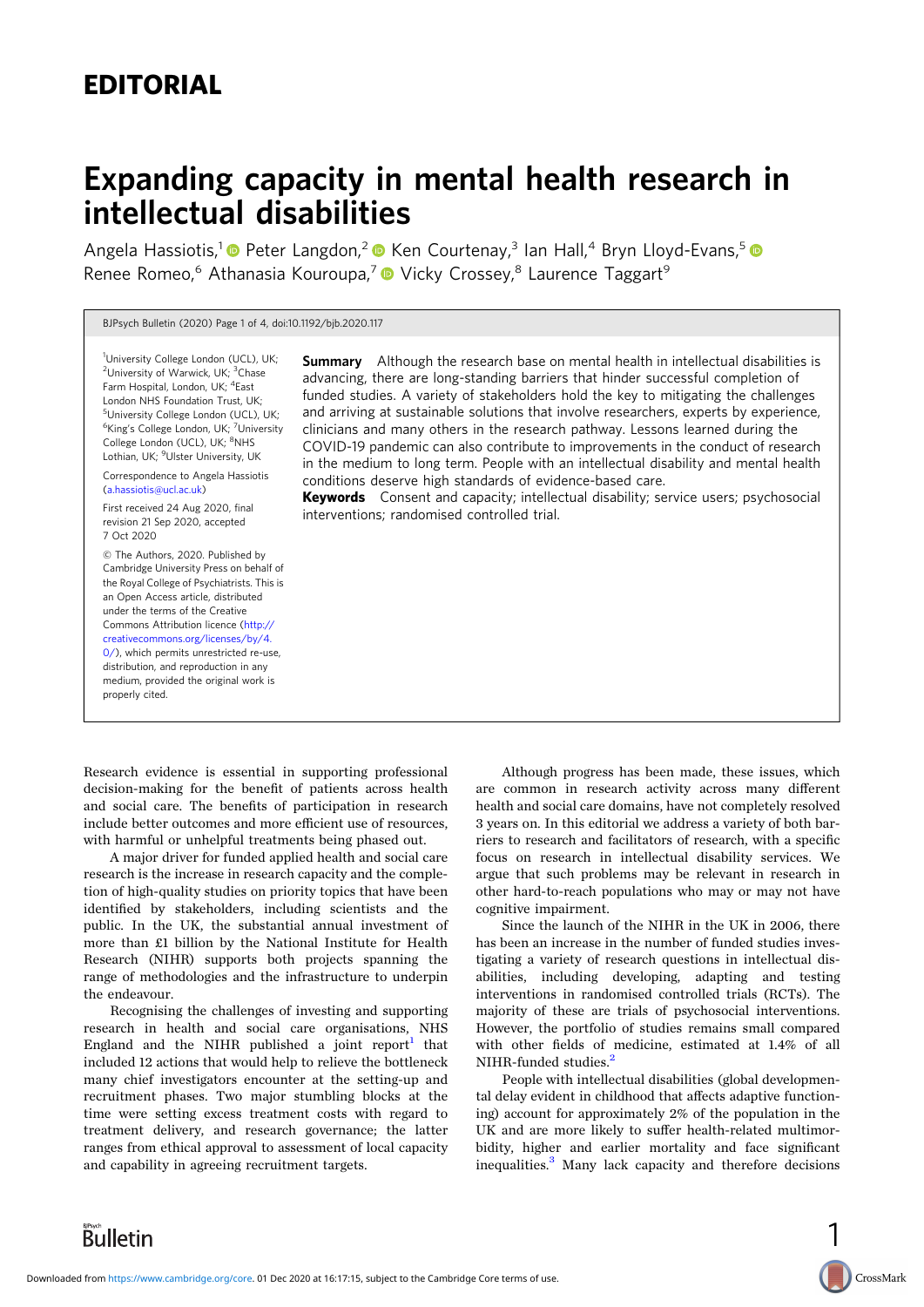# EDITORIAL

# Expanding capacity in mental health research in intellectual disabilities

Angela Hassiotis,[1] Peter Langdon,[2] Ken Courtenay,[3] Ian Hall,[4] Bryn Lloyd-Evans,[5] Renee Romeo,[6] Athanasia Kouroupa,[7] Vicky Crossey,[8] Laurence Taggart[9]

[1]University College London (UCL), UK; [2]University of Warwick, UK; [3]Chase Farm Hospital, London, UK; [4]East London NHS Foundation Trust, UK; [5]University College London (UCL), UK; [6]King's College London, UK; [7]University College London (UCL), UK; [8]NHS Lothian, UK; [9]Ulster University, UK

Correspondence to Angela Hassiotis (a.hassiotis@ucl.ac.uk)

First received 24 Aug 2020, final revision 21 Sep 2020, accepted 7 Oct 2020

© The Authors, 2020. Published by Cambridge University Press on behalf of the Royal College of Psychiatrists. This is an Open Access article, distributed under the terms of the Creative Commons Attribution licence (http://creativecommons.org/licenses/by/4.0/), which permits unrestricted re-use, distribution, and reproduction in any medium, provided the original work is properly cited.

**Summary** Although the research base on mental health in intellectual disabilities is advancing, there are long-standing barriers that hinder successful completion of funded studies. A variety of stakeholders hold the key to mitigating the challenges and arriving at sustainable solutions that involve researchers, experts by experience, clinicians and many others in the research pathway. Lessons learned during the COVID-19 pandemic can also contribute to improvements in the conduct of research in the medium to long term. People with an intellectual disability and mental health conditions deserve high standards of evidence-based care.

**Keywords** Consent and capacity; intellectual disability; service users; psychosocial interventions; randomised controlled trial.

Research evidence is essential in supporting professional decision-making for the benefit of patients across health and social care. The benefits of participation in research include better outcomes and more efficient use of resources, with harmful or unhelpful treatments being phased out.

A major driver for funded applied health and social care research is the increase in research capacity and the completion of high-quality studies on priority topics that have been identified by stakeholders, including scientists and the public. In the UK, the substantial annual investment of more than £1 billion by the National Institute for Health Research (NIHR) supports both projects spanning the range of methodologies and the infrastructure to underpin the endeavour.

Recognising the challenges of investing and supporting research in health and social care organisations, NHS England and the NIHR published a joint report[1] that included 12 actions that would help to relieve the bottleneck many chief investigators encounter at the setting-up and recruitment phases. Two major stumbling blocks at the time were setting excess treatment costs with regard to treatment delivery, and research governance; the latter ranges from ethical approval to assessment of local capacity and capability in agreeing recruitment targets.

Although progress has been made, these issues, which are common in research activity across many different health and social care domains, have not completely resolved 3 years on. In this editorial we address a variety of both barriers to research and facilitators of research, with a specific focus on research in intellectual disability services. We argue that such problems may be relevant in research in other hard-to-reach populations who may or may not have cognitive impairment.

Since the launch of the NIHR in the UK in 2006, there has been an increase in the number of funded studies investigating a variety of research questions in intellectual disabilities, including developing, adapting and testing interventions in randomised controlled trials (RCTs). The majority of these are trials of psychosocial interventions. However, the portfolio of studies remains small compared with other fields of medicine, estimated at 1.4% of all NIHR-funded studies.[2]

People with intellectual disabilities (global developmental delay evident in childhood that affects adaptive functioning) account for approximately 2% of the population in the UK and are more likely to suffer health-related multimorbidity, higher and earlier mortality and face significant inequalities.[3] Many lack capacity and therefore decisions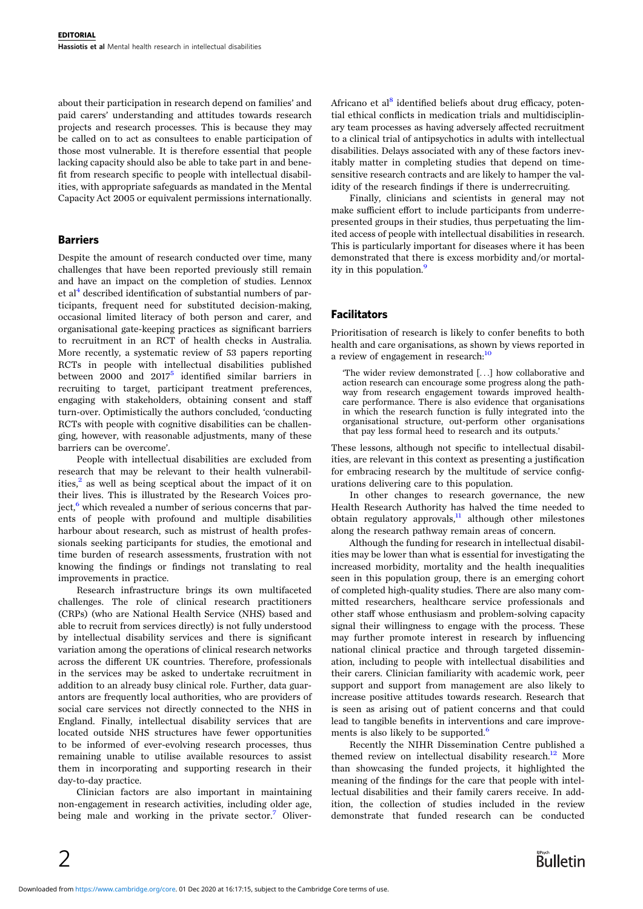about their participation in research depend on families' and paid carers' understanding and attitudes towards research projects and research processes. This is because they may be called on to act as consultees to enable participation of those most vulnerable. It is therefore essential that people lacking capacity should also be able to take part in and benefit from research specific to people with intellectual disabilities, with appropriate safeguards as mandated in the Mental Capacity Act 2005 or equivalent permissions internationally.

## Barriers

Despite the amount of research conducted over time, many challenges that have been reported previously still remain and have an impact on the completion of studies. Lennox et al[4] described identification of substantial numbers of participants, frequent need for substituted decision-making, occasional limited literacy of both person and carer, and organisational gate-keeping practices as significant barriers to recruitment in an RCT of health checks in Australia. More recently, a systematic review of 53 papers reporting RCTs in people with intellectual disabilities published between 2000 and 2017[5] identified similar barriers in recruiting to target, participant treatment preferences, engaging with stakeholders, obtaining consent and staff turn-over. Optimistically the authors concluded, 'conducting RCTs with people with cognitive disabilities can be challenging, however, with reasonable adjustments, many of these barriers can be overcome'.

People with intellectual disabilities are excluded from research that may be relevant to their health vulnerabilities,[2] as well as being sceptical about the impact of it on their lives. This is illustrated by the Research Voices project,[6] which revealed a number of serious concerns that parents of people with profound and multiple disabilities harbour about research, such as mistrust of health professionals seeking participants for studies, the emotional and time burden of research assessments, frustration with not knowing the findings or findings not translating to real improvements in practice.

Research infrastructure brings its own multifaceted challenges. The role of clinical research practitioners (CRPs) (who are National Health Service (NHS) based and able to recruit from services directly) is not fully understood by intellectual disability services and there is significant variation among the operations of clinical research networks across the different UK countries. Therefore, professionals in the services may be asked to undertake recruitment in addition to an already busy clinical role. Further, data guarantors are frequently local authorities, who are providers of social care services not directly connected to the NHS in England. Finally, intellectual disability services that are located outside NHS structures have fewer opportunities to be informed of ever-evolving research processes, thus remaining unable to utilise available resources to assist them in incorporating and supporting research in their day-to-day practice.

Clinician factors are also important in maintaining non-engagement in research activities, including older age, being male and working in the private sector.[7] Oliver-Africano et al[8] identified beliefs about drug efficacy, potential ethical conflicts in medication trials and multidisciplinary team processes as having adversely affected recruitment to a clinical trial of antipsychotics in adults with intellectual disabilities. Delays associated with any of these factors inevitably matter in completing studies that depend on time-sensitive research contracts and are likely to hamper the validity of the research findings if there is underrecruiting.

Finally, clinicians and scientists in general may not make sufficient effort to include participants from underrepresented groups in their studies, thus perpetuating the limited access of people with intellectual disabilities in research. This is particularly important for diseases where it has been demonstrated that there is excess morbidity and/or mortality in this population.[9]

## Facilitators

Prioritisation of research is likely to confer benefits to both health and care organisations, as shown by views reported in a review of engagement in research:[10]

> 'The wider review demonstrated [...] how collaborative and action research can encourage some progress along the pathway from research engagement towards improved healthcare performance. There is also evidence that organisations in which the research function is fully integrated into the organisational structure, out-perform other organisations that pay less formal heed to research and its outputs.'

These lessons, although not specific to intellectual disabilities, are relevant in this context as presenting a justification for embracing research by the multitude of service configurations delivering care to this population.

In other changes to research governance, the new Health Research Authority has halved the time needed to obtain regulatory approvals,[11] although other milestones along the research pathway remain areas of concern.

Although the funding for research in intellectual disabilities may be lower than what is essential for investigating the increased morbidity, mortality and the health inequalities seen in this population group, there is an emerging cohort of completed high-quality studies. There are also many committed researchers, healthcare service professionals and other staff whose enthusiasm and problem-solving capacity signal their willingness to engage with the process. These may further promote interest in research by influencing national clinical practice and through targeted dissemination, including to people with intellectual disabilities and their carers. Clinician familiarity with academic work, peer support and support from management are also likely to increase positive attitudes towards research. Research that is seen as arising out of patient concerns and that could lead to tangible benefits in interventions and care improvements is also likely to be supported.[6]

Recently the NIHR Dissemination Centre published a themed review on intellectual disability research.[12] More than showcasing the funded projects, it highlighted the meaning of the findings for the care that people with intellectual disabilities and their family carers receive. In addition, the collection of studies included in the review demonstrate that funded research can be conducted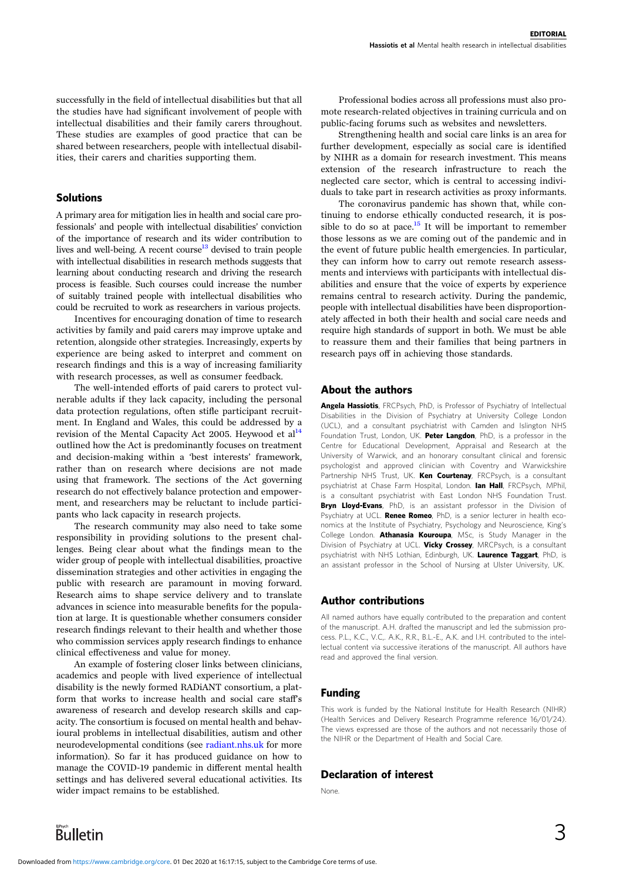successfully in the field of intellectual disabilities but that all the studies have had significant involvement of people with intellectual disabilities and their family carers throughout. These studies are examples of good practice that can be shared between researchers, people with intellectual disabilities, their carers and charities supporting them.

## Solutions

A primary area for mitigation lies in health and social care professionals' and people with intellectual disabilities' conviction of the importance of research and its wider contribution to lives and well-being. A recent course[13] devised to train people with intellectual disabilities in research methods suggests that learning about conducting research and driving the research process is feasible. Such courses could increase the number of suitably trained people with intellectual disabilities who could be recruited to work as researchers in various projects.

Incentives for encouraging donation of time to research activities by family and paid carers may improve uptake and retention, alongside other strategies. Increasingly, experts by experience are being asked to interpret and comment on research findings and this is a way of increasing familiarity with research processes, as well as consumer feedback.

The well-intended efforts of paid carers to protect vulnerable adults if they lack capacity, including the personal data protection regulations, often stifle participant recruitment. In England and Wales, this could be addressed by a revision of the Mental Capacity Act 2005. Heywood et al[14] outlined how the Act is predominantly focuses on treatment and decision-making within a 'best interests' framework, rather than on research where decisions are not made using that framework. The sections of the Act governing research do not effectively balance protection and empowerment, and researchers may be reluctant to include participants who lack capacity in research projects.

The research community may also need to take some responsibility in providing solutions to the present challenges. Being clear about what the findings mean to the wider group of people with intellectual disabilities, proactive dissemination strategies and other activities in engaging the public with research are paramount in moving forward. Research aims to shape service delivery and to translate advances in science into measurable benefits for the population at large. It is questionable whether consumers consider research findings relevant to their health and whether those who commission services apply research findings to enhance clinical effectiveness and value for money.

An example of fostering closer links between clinicians, academics and people with lived experience of intellectual disability is the newly formed RADiANT consortium, a platform that works to increase health and social care staff's awareness of research and develop research skills and capacity. The consortium is focused on mental health and behavioural problems in intellectual disabilities, autism and other neurodevelopmental conditions (see radiant.nhs.uk for more information). So far it has produced guidance on how to manage the COVID-19 pandemic in different mental health settings and has delivered several educational activities. Its wider impact remains to be established.

Professional bodies across all professions must also promote research-related objectives in training curricula and on public-facing forums such as websites and newsletters.

Strengthening health and social care links is an area for further development, especially as social care is identified by NIHR as a domain for research investment. This means extension of the research infrastructure to reach the neglected care sector, which is central to accessing individuals to take part in research activities as proxy informants.

The coronavirus pandemic has shown that, while continuing to endorse ethically conducted research, it is possible to do so at pace.[15] It will be important to remember those lessons as we are coming out of the pandemic and in the event of future public health emergencies. In particular, they can inform how to carry out remote research assessments and interviews with participants with intellectual disabilities and ensure that the voice of experts by experience remains central to research activity. During the pandemic, people with intellectual disabilities have been disproportionately affected in both their health and social care needs and require high standards of support in both. We must be able to reassure them and their families that being partners in research pays off in achieving those standards.

## About the authors

**Angela Hassiotis**, FRCPsych, PhD, is Professor of Psychiatry of Intellectual Disabilities in the Division of Psychiatry at University College London (UCL), and a consultant psychiatrist with Camden and Islington NHS Foundation Trust, London, UK. **Peter Langdon**, PhD, is a professor in the Centre for Educational Development, Appraisal and Research at the University of Warwick, and an honorary consultant clinical and forensic psychologist and approved clinician with Coventry and Warwickshire Partnership NHS Trust, UK. **Ken Courtenay**, FRCPsych, is a consultant psychiatrist at Chase Farm Hospital, London. **Ian Hall**, FRCPsych, MPhil, is a consultant psychiatrist with East London NHS Foundation Trust. **Bryn Lloyd-Evans**, PhD, is an assistant professor in the Division of Psychiatry at UCL. **Renee Romeo**, PhD, is a senior lecturer in health economics at the Institute of Psychiatry, Psychology and Neuroscience, King's College London. **Athanasia Kouroupa**, MSc, is Study Manager in the Division of Psychiatry at UCL. **Vicky Crossey**, MRCPsych, is a consultant psychiatrist with NHS Lothian, Edinburgh, UK. **Laurence Taggart**, PhD, is an assistant professor in the School of Nursing at Ulster University, UK.

## Author contributions

All named authors have equally contributed to the preparation and content of the manuscript. A.H. drafted the manuscript and led the submission process. P.L., K.C., V.C,. A.K., R.R., B.L-E., A.K. and I.H. contributed to the intellectual content via successive iterations of the manuscript. All authors have read and approved the final version.

## Funding

This work is funded by the National Institute for Health Research (NIHR) (Health Services and Delivery Research Programme reference 16/01/24). The views expressed are those of the authors and not necessarily those of the NIHR or the Department of Health and Social Care.

## Declaration of interest

None.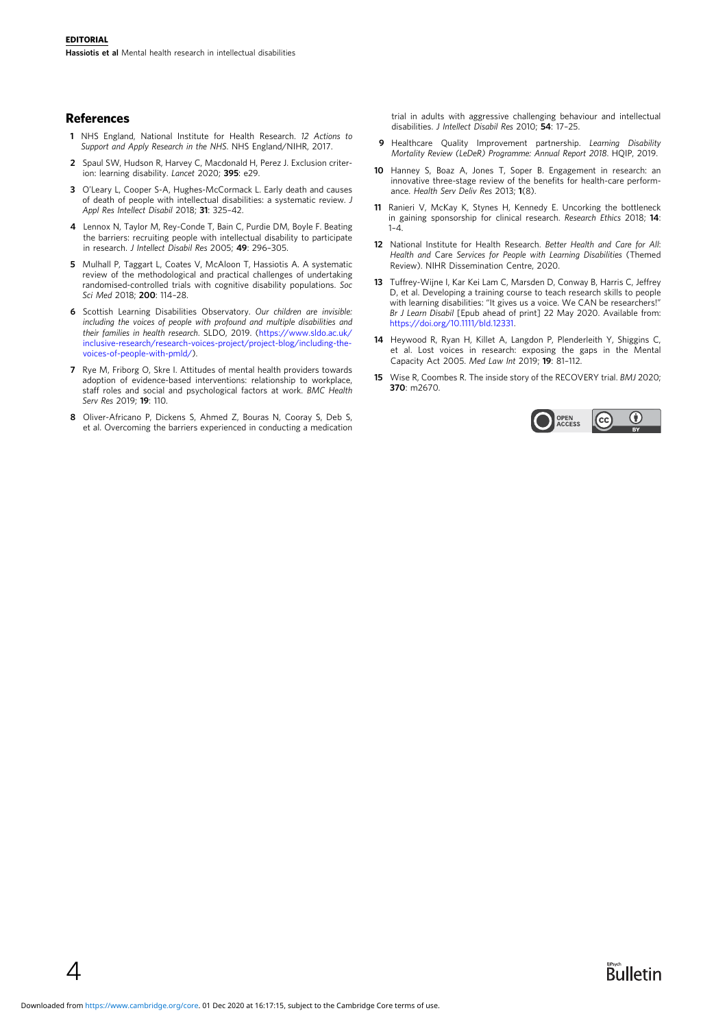## References

1 NHS England, National Institute for Health Research. *12 Actions to Support and Apply Research in the NHS*. NHS England/NIHR, 2017.

2 Spaul SW, Hudson R, Harvey C, Macdonald H, Perez J. Exclusion criterion: learning disability. *Lancet* 2020; **395**: e29.

3 O'Leary L, Cooper S-A, Hughes-McCormack L. Early death and causes of death of people with intellectual disabilities: a systematic review. *J Appl Res Intellect Disabil* 2018; **31**: 325–42.

4 Lennox N, Taylor M, Rey-Conde T, Bain C, Purdie DM, Boyle F. Beating the barriers: recruiting people with intellectual disability to participate in research. *J Intellect Disabil Res* 2005; **49**: 296–305.

5 Mulhall P, Taggart L, Coates V, McAloon T, Hassiotis A. A systematic review of the methodological and practical challenges of undertaking randomised-controlled trials with cognitive disability populations. *Soc Sci Med* 2018; **200**: 114–28.

6 Scottish Learning Disabilities Observatory. *Our children are invisible: including the voices of people with profound and multiple disabilities and their families in health research*. SLDO, 2019. (https://www.sldo.ac.uk/inclusive-research/research-voices-project/project-blog/including-the-voices-of-people-with-pmld/).

7 Rye M, Friborg O, Skre I. Attitudes of mental health providers towards adoption of evidence-based interventions: relationship to workplace, staff roles and social and psychological factors at work. *BMC Health Serv Res* 2019; **19**: 110.

8 Oliver-Africano P, Dickens S, Ahmed Z, Bouras N, Cooray S, Deb S, et al. Overcoming the barriers experienced in conducting a medication trial in adults with aggressive challenging behaviour and intellectual disabilities. *J Intellect Disabil Res* 2010; **54**: 17–25.

9 Healthcare Quality Improvement partnership. *Learning Disability Mortality Review (LeDeR) Programme: Annual Report 2018*. HQIP, 2019.

10 Hanney S, Boaz A, Jones T, Soper B. Engagement in research: an innovative three-stage review of the benefits for health-care performance. *Health Serv Deliv Res* 2013; **1**(8).

11 Ranieri V, McKay K, Stynes H, Kennedy E. Uncorking the bottleneck in gaining sponsorship for clinical research. *Research Ethics* 2018; **14**: 1–4.

12 National Institute for Health Research. *Better Health and Care for All: Health and Care Services for People with Learning Disabilities* (Themed Review). NIHR Dissemination Centre, 2020.

13 Tuffrey-Wijne I, Kar Kei Lam C, Marsden D, Conway B, Harris C, Jeffrey D, et al. Developing a training course to teach research skills to people with learning disabilities: "It gives us a voice. We CAN be researchers!" *Br J Learn Disabil* [Epub ahead of print] 22 May 2020. Available from: https://doi.org/10.1111/bld.12331.

14 Heywood R, Ryan H, Killet A, Langdon P, Plenderleith Y, Shiggins C, et al. Lost voices in research: exposing the gaps in the Mental Capacity Act 2005. *Med Law Int* 2019; **19**: 81–112.

15 Wise R, Coombes R. The inside story of the RECOVERY trial. *BMJ* 2020; **370**: m2670.